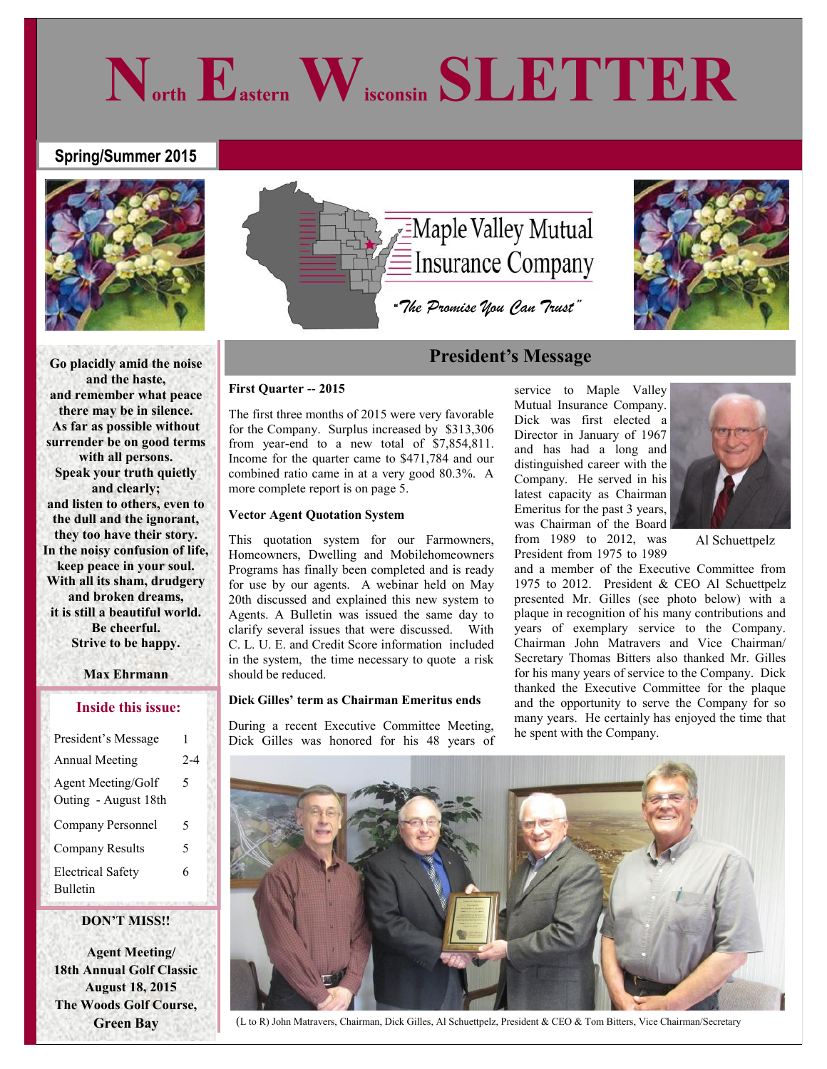# North Eastern Wisconsin SLETTER

**Spring/Summer 2015**

Maple Valley Mutual Insurance Company

*"The Promise You Can Trust"*

**Go placidly amid the noise and the haste,
and remember what peace there may be in silence.
As far as possible without surrender be on good terms with all persons.
Speak your truth quietly and clearly;
and listen to others, even to the dull and the ignorant,
they too have their story.
In the noisy confusion of life, keep peace in your soul.
With all its sham, drudgery and broken dreams,
it is still a beautiful world.
Be cheerful.
Strive to be happy.**

**Max Ehrmann**

### Inside this issue:

| | |
|---|---|
| President's Message | 1 |
| Annual Meeting | 2-4 |
| Agent Meeting/Golf Outing - August 18th | 5 |
| Company Personnel | 5 |
| Company Results | 5 |
| Electrical Safety Bulletin | 6 |

**DON'T MISS!!**

**Agent Meeting/
18th Annual Golf Classic
August 18, 2015
The Woods Golf Course, Green Bay**

## President's Message

**First Quarter -- 2015**

The first three months of 2015 were very favorable for the Company. Surplus increased by $313,306 from year-end to a new total of $7,854,811. Income for the quarter came to $471,784 and our combined ratio came in at a very good 80.3%. A more complete report is on page 5.

**Vector Agent Quotation System**

This quotation system for our Farmowners, Homeowners, Dwelling and Mobilehomeowners Programs has finally been completed and is ready for use by our agents. A webinar held on May 20th discussed and explained this new system to Agents. A Bulletin was issued the same day to clarify several issues that were discussed. With C. L. U. E. and Credit Score information included in the system, the time necessary to quote a risk should be reduced.

**Dick Gilles' term as Chairman Emeritus ends**

During a recent Executive Committee Meeting, Dick Gilles was honored for his 48 years of service to Maple Valley Mutual Insurance Company. Dick was first elected a Director in January of 1967 and has had a long and distinguished career with the Company. He served in his latest capacity as Chairman Emeritus for the past 3 years, was Chairman of the Board from 1989 to 2012, was President from 1975 to 1989 and a member of the Executive Committee from 1975 to 2012. President & CEO Al Schuettpelz presented Mr. Gilles (see photo below) with a plaque in recognition of his many contributions and years of exemplary service to the Company. Chairman John Matravers and Vice Chairman/Secretary Thomas Bitters also thanked Mr. Gilles for his many years of service to the Company. Dick thanked the Executive Committee for the plaque and the opportunity to serve the Company for so many years. He certainly has enjoyed the time that he spent with the Company.

Al Schuettpelz

(L to R) John Matravers, Chairman, Dick Gilles, Al Schuettpelz, President & CEO & Tom Bitters, Vice Chairman/Secretary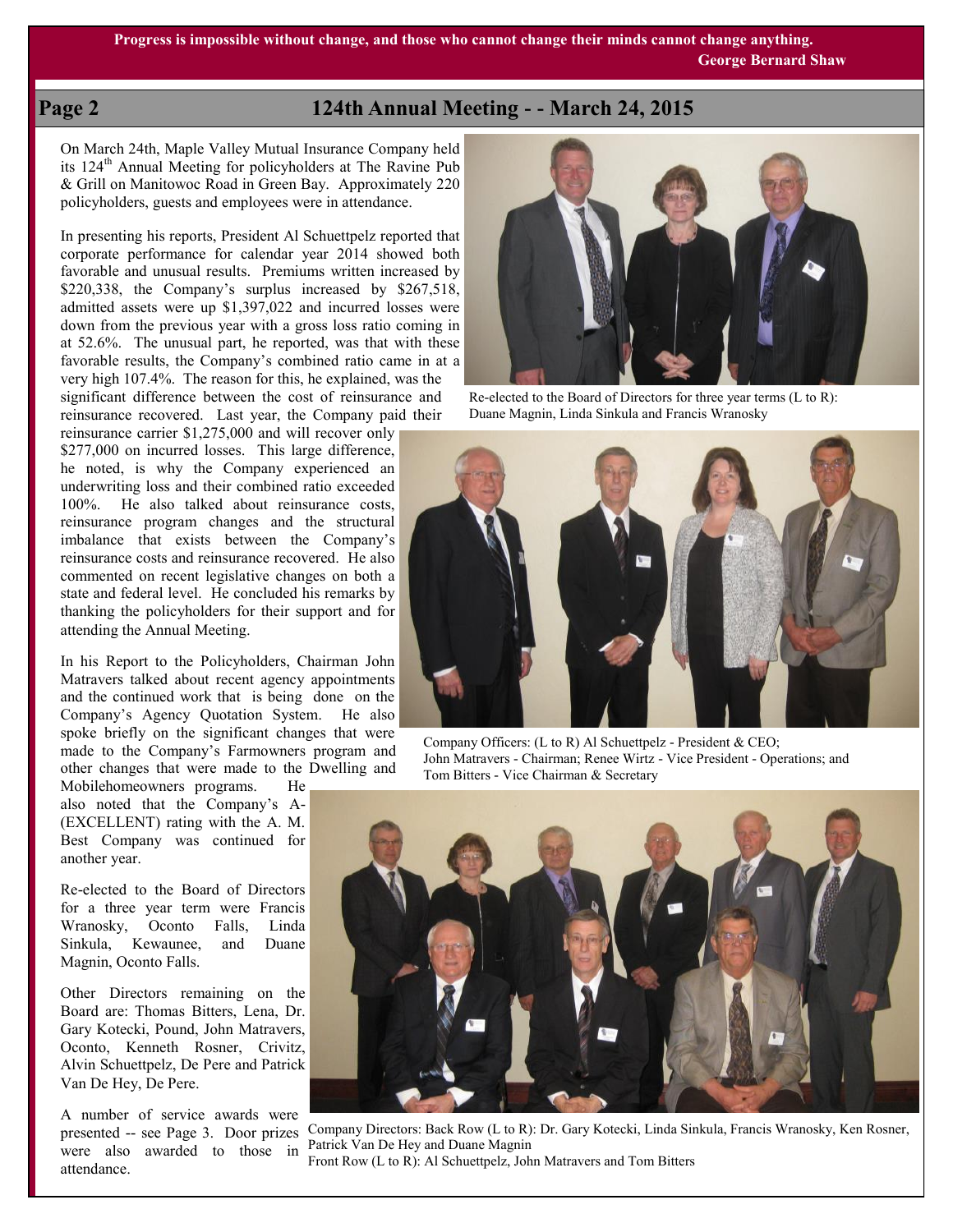**Progress is impossible without change, and those who cannot change their minds cannot change anything.**
**George Bernard Shaw**

## 124th Annual Meeting - - March 24, 2015

On March 24th, Maple Valley Mutual Insurance Company held its 124th Annual Meeting for policyholders at The Ravine Pub & Grill on Manitowoc Road in Green Bay. Approximately 220 policyholders, guests and employees were in attendance.

In presenting his reports, President Al Schuettpelz reported that corporate performance for calendar year 2014 showed both favorable and unusual results. Premiums written increased by $220,338, the Company's surplus increased by $267,518, admitted assets were up $1,397,022 and incurred losses were down from the previous year with a gross loss ratio coming in at 52.6%. The unusual part, he reported, was that with these favorable results, the Company's combined ratio came in at a very high 107.4%. The reason for this, he explained, was the significant difference between the cost of reinsurance and reinsurance recovered. Last year, the Company paid their reinsurance carrier $1,275,000 and will recover only $277,000 on incurred losses. This large difference, he noted, is why the Company experienced an underwriting loss and their combined ratio exceeded 100%. He also talked about reinsurance costs, reinsurance program changes and the structural imbalance that exists between the Company's reinsurance costs and reinsurance recovered. He also commented on recent legislative changes on both a state and federal level. He concluded his remarks by thanking the policyholders for their support and for attending the Annual Meeting.

In his Report to the Policyholders, Chairman John Matravers talked about recent agency appointments and the continued work that is being done on the Company's Agency Quotation System. He also spoke briefly on the significant changes that were made to the Company's Farmowners program and other changes that were made to the Dwelling and Mobilehomeowners programs. He also noted that the Company's A- (EXCELLENT) rating with the A. M. Best Company was continued for another year.

Re-elected to the Board of Directors for a three year term were Francis Wranosky, Oconto Falls, Linda Sinkula, Kewaunee, and Duane Magnin, Oconto Falls.

Other Directors remaining on the Board are: Thomas Bitters, Lena, Dr. Gary Kotecki, Pound, John Matravers, Oconto, Kenneth Rosner, Crivitz, Alvin Schuettpelz, De Pere and Patrick Van De Hey, De Pere.

A number of service awards were presented -- see Page 3. Door prizes were also awarded to those in attendance.

Re-elected to the Board of Directors for three year terms (L to R): Duane Magnin, Linda Sinkula and Francis Wranosky

Company Officers: (L to R) Al Schuettpelz - President & CEO; John Matravers - Chairman; Renee Wirtz - Vice President - Operations; and Tom Bitters - Vice Chairman & Secretary

Company Directors: Back Row (L to R): Dr. Gary Kotecki, Linda Sinkula, Francis Wranosky, Ken Rosner, Patrick Van De Hey and Duane Magnin
Front Row (L to R): Al Schuettpelz, John Matravers and Tom Bitters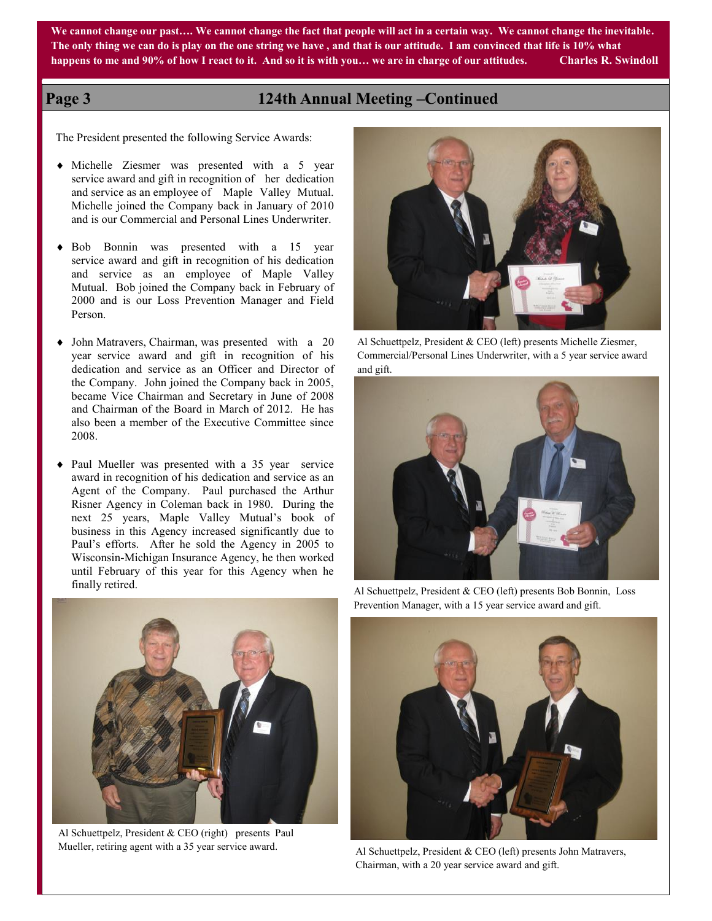We cannot change our past…. We cannot change the fact that people will act in a certain way. We cannot change the inevitable. The only thing we can do is play on the one string we have , and that is our attitude. I am convinced that life is 10% what happens to me and 90% of how I react to it. And so it is with you… we are in charge of our attitudes. Charles R. Swindoll

## 124th Annual Meeting –Continued

The President presented the following Service Awards:

- Michelle Ziesmer was presented with a 5 year service award and gift in recognition of her dedication and service as an employee of Maple Valley Mutual. Michelle joined the Company back in January of 2010 and is our Commercial and Personal Lines Underwriter.
- Bob Bonnin was presented with a 15 year service award and gift in recognition of his dedication and service as an employee of Maple Valley Mutual. Bob joined the Company back in February of 2000 and is our Loss Prevention Manager and Field Person.
- John Matravers, Chairman, was presented with a 20 year service award and gift in recognition of his dedication and service as an Officer and Director of the Company. John joined the Company back in 2005, became Vice Chairman and Secretary in June of 2008 and Chairman of the Board in March of 2012. He has also been a member of the Executive Committee since 2008.
- Paul Mueller was presented with a 35 year service award in recognition of his dedication and service as an Agent of the Company. Paul purchased the Arthur Risner Agency in Coleman back in 1980. During the next 25 years, Maple Valley Mutual's book of business in this Agency increased significantly due to Paul's efforts. After he sold the Agency in 2005 to Wisconsin-Michigan Insurance Agency, he then worked until February of this year for this Agency when he finally retired.

Al Schuettpelz, President & CEO (left) presents Michelle Ziesmer, Commercial/Personal Lines Underwriter, with a 5 year service award and gift.

Al Schuettpelz, President & CEO (left) presents Bob Bonnin, Loss Prevention Manager, with a 15 year service award and gift.

Al Schuettpelz, President & CEO (right) presents Paul Mueller, retiring agent with a 35 year service award.

Al Schuettpelz, President & CEO (left) presents John Matravers, Chairman, with a 20 year service award and gift.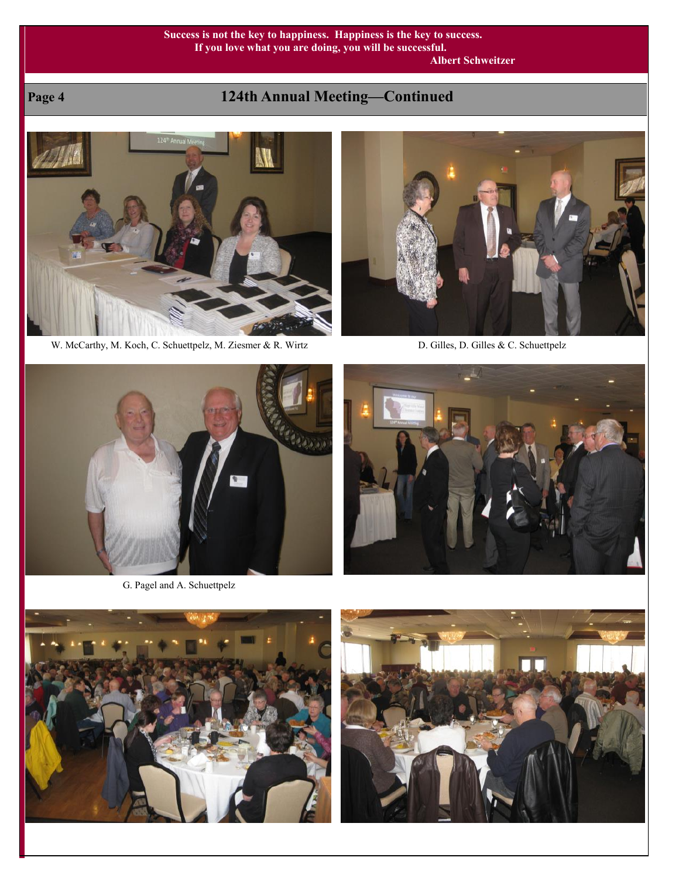Success is not the key to happiness. Happiness is the key to success.
If you love what you are doing, you will be successful.
Albert Schweitzer

## 124th Annual Meeting—Continued

W. McCarthy, M. Koch, C. Schuettpelz, M. Ziesmer & R. Wirtz

D. Gilles, D. Gilles & C. Schuettpelz

G. Pagel and A. Schuettpelz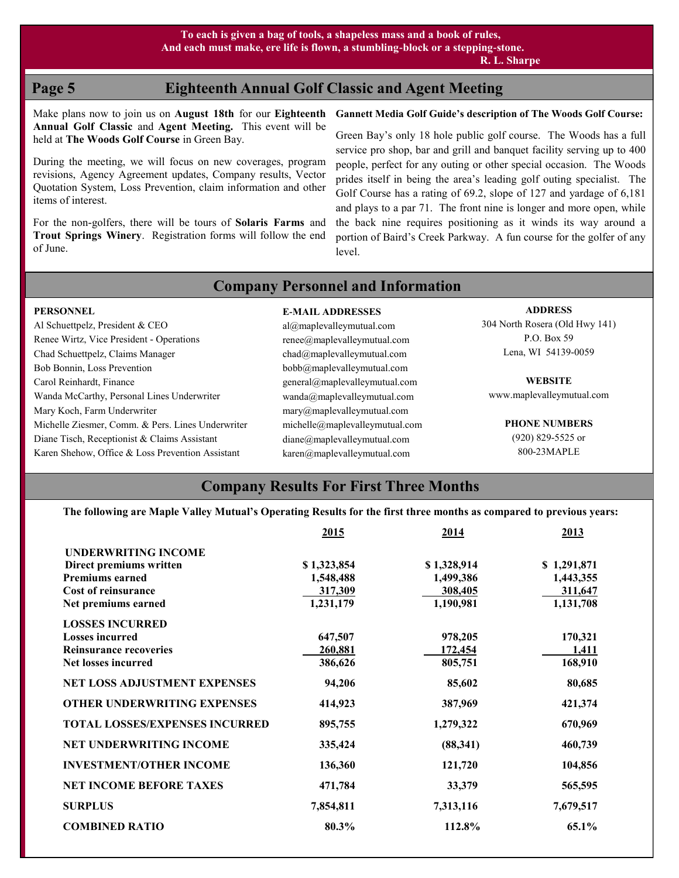**To each is given a bag of tools, a shapeless mass and a book of rules,**
**And each must make, ere life is flown, a stumbling-block or a stepping-stone.**
**R. L. Sharpe**

## Eighteenth Annual Golf Classic and Agent Meeting

Make plans now to join us on **August 18th** for our **Eighteenth Annual Golf Classic** and **Agent Meeting.** This event will be held at **The Woods Golf Course** in Green Bay.

During the meeting, we will focus on new coverages, program revisions, Agency Agreement updates, Company results, Vector Quotation System, Loss Prevention, claim information and other items of interest.

For the non-golfers, there will be tours of **Solaris Farms** and **Trout Springs Winery**. Registration forms will follow the end of June.

**Gannett Media Golf Guide's description of The Woods Golf Course:**

Green Bay's only 18 hole public golf course. The Woods has a full service pro shop, bar and grill and banquet facility serving up to 400 people, perfect for any outing or other special occasion. The Woods prides itself in being the area's leading golf outing specialist. The Golf Course has a rating of 69.2, slope of 127 and yardage of 6,181 and plays to a par 71. The front nine is longer and more open, while the back nine requires positioning as it winds its way around a portion of Baird's Creek Parkway. A fun course for the golfer of any level.

## Company Personnel and Information

| PERSONNEL | E-MAIL ADDRESSES |
|---|---|
| Al Schuettpelz, President & CEO | al@maplevalleymutual.com |
| Renee Wirtz, Vice President - Operations | renee@maplevalleymutual.com |
| Chad Schuettpelz, Claims Manager | chad@maplevalleymutual.com |
| Bob Bonnin, Loss Prevention | bobb@maplevalleymutual.com |
| Carol Reinhardt, Finance | general@maplevalleymutual.com |
| Wanda McCarthy, Personal Lines Underwriter | wanda@maplevalleymutual.com |
| Mary Koch, Farm Underwriter | mary@maplevalleymutual.com |
| Michelle Ziesmer, Comm. & Pers. Lines Underwriter | michelle@maplevalleymutual.com |
| Diane Tisch, Receptionist & Claims Assistant | diane@maplevalleymutual.com |
| Karen Shehow, Office & Loss Prevention Assistant | karen@maplevalleymutual.com |

**ADDRESS**
304 North Rosera (Old Hwy 141)
P.O. Box 59
Lena, WI 54139-0059

**WEBSITE**
www.maplevalleymutual.com

**PHONE NUMBERS**
(920) 829-5525 or
800-23MAPLE

## Company Results For First Three Months

**The following are Maple Valley Mutual's Operating Results for the first three months as compared to previous years:**

| | 2015 | 2014 | 2013 |
|---|---|---|---|
| **UNDERWRITING INCOME** | | | |
| **Direct premiums written** | $ 1,323,854 | $ 1,328,914 | $ 1,291,871 |
| **Premiums earned** | 1,548,488 | 1,499,386 | 1,443,355 |
| **Cost of reinsurance** | 317,309 | 308,405 | 311,647 |
| **Net premiums earned** | 1,231,179 | 1,190,981 | 1,131,708 |
| **LOSSES INCURRED** | | | |
| **Losses incurred** | 647,507 | 978,205 | 170,321 |
| **Reinsurance recoveries** | 260,881 | 172,454 | 1,411 |
| **Net losses incurred** | 386,626 | 805,751 | 168,910 |
| **NET LOSS ADJUSTMENT EXPENSES** | 94,206 | 85,602 | 80,685 |
| **OTHER UNDERWRITING EXPENSES** | 414,923 | 387,969 | 421,374 |
| **TOTAL LOSSES/EXPENSES INCURRED** | 895,755 | 1,279,322 | 670,969 |
| **NET UNDERWRITING INCOME** | 335,424 | (88,341) | 460,739 |
| **INVESTMENT/OTHER INCOME** | 136,360 | 121,720 | 104,856 |
| **NET INCOME BEFORE TAXES** | 471,784 | 33,379 | 565,595 |
| **SURPLUS** | 7,854,811 | 7,313,116 | 7,679,517 |
| **COMBINED RATIO** | 80.3% | 112.8% | 65.1% |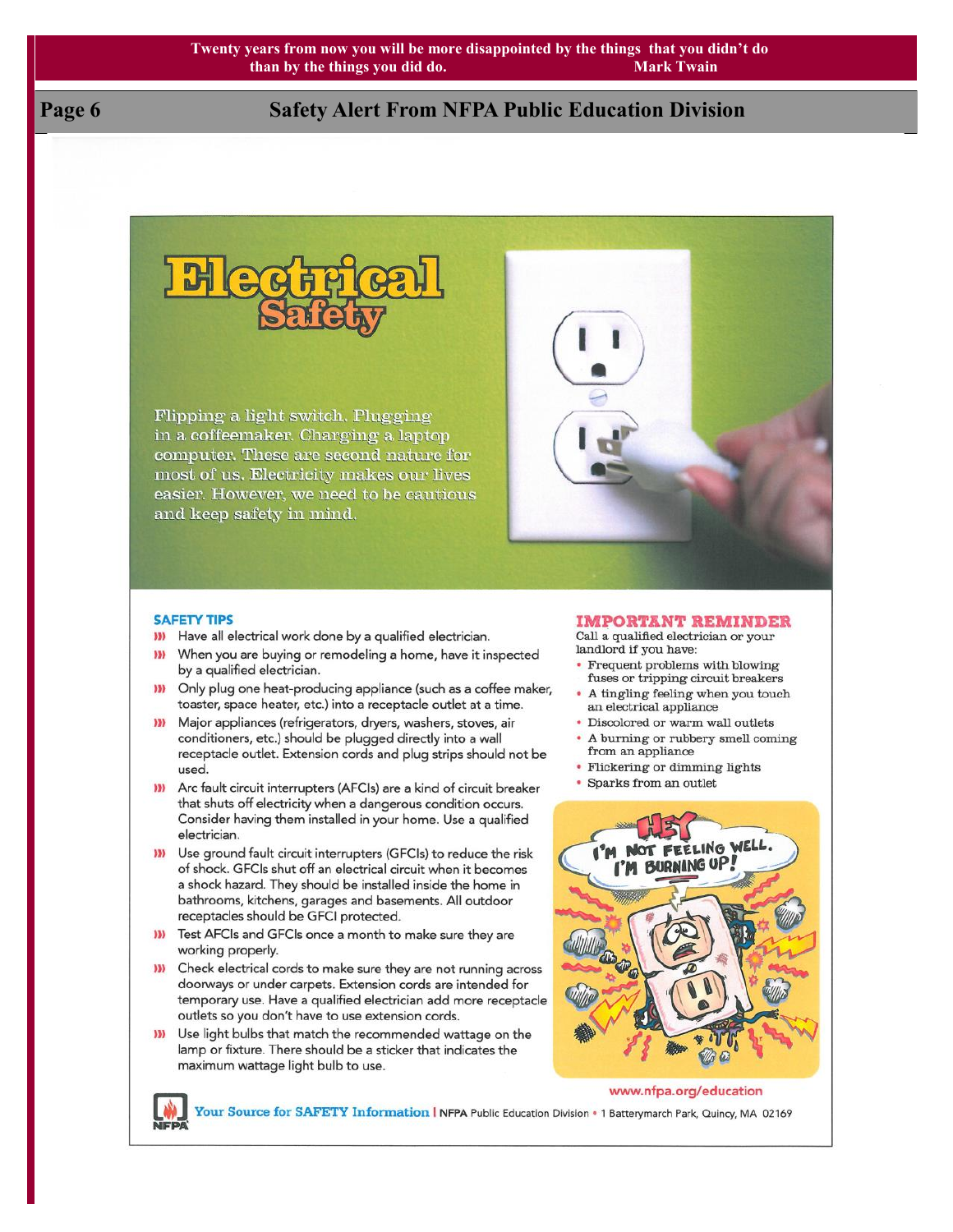Twenty years from now you will be more disappointed by the things that you didn't do than by the things you did do. Mark Twain

## Safety Alert From NFPA Public Education Division

# Electrical Safety

Flipping a light switch. Plugging in a coffeemaker. Charging a laptop computer. These are second nature for most of us. Electricity makes our lives easier. However, we need to be cautious and keep safety in mind.

### SAFETY TIPS

- Have all electrical work done by a qualified electrician.
- When you are buying or remodeling a home, have it inspected by a qualified electrician.
- Only plug one heat-producing appliance (such as a coffee maker, toaster, space heater, etc.) into a receptacle outlet at a time.
- Major appliances (refrigerators, dryers, washers, stoves, air conditioners, etc.) should be plugged directly into a wall receptacle outlet. Extension cords and plug strips should not be used.
- Arc fault circuit interrupters (AFCIs) are a kind of circuit breaker that shuts off electricity when a dangerous condition occurs. Consider having them installed in your home. Use a qualified electrician.
- Use ground fault circuit interrupters (GFCIs) to reduce the risk of shock. GFCIs shut off an electrical circuit when it becomes a shock hazard. They should be installed inside the home in bathrooms, kitchens, garages and basements. All outdoor receptacles should be GFCI protected.
- Test AFCIs and GFCIs once a month to make sure they are working properly.
- Check electrical cords to make sure they are not running across doorways or under carpets. Extension cords are intended for temporary use. Have a qualified electrician add more receptacle outlets so you don't have to use extension cords.
- Use light bulbs that match the recommended wattage on the lamp or fixture. There should be a sticker that indicates the maximum wattage light bulb to use.

### IMPORTANT REMINDER

Call a qualified electrician or your landlord if you have:

- Frequent problems with blowing fuses or tripping circuit breakers
- A tingling feeling when you touch an electrical appliance
- Discolored or warm wall outlets
- A burning or rubbery smell coming from an appliance
- Flickering or dimming lights
- Sparks from an outlet

HEY I'M NOT FEELING WELL. I'M BURNING UP!

www.nfpa.org/education

Your Source for SAFETY Information | NFPA Public Education Division • 1 Batterymarch Park, Quincy, MA 02169